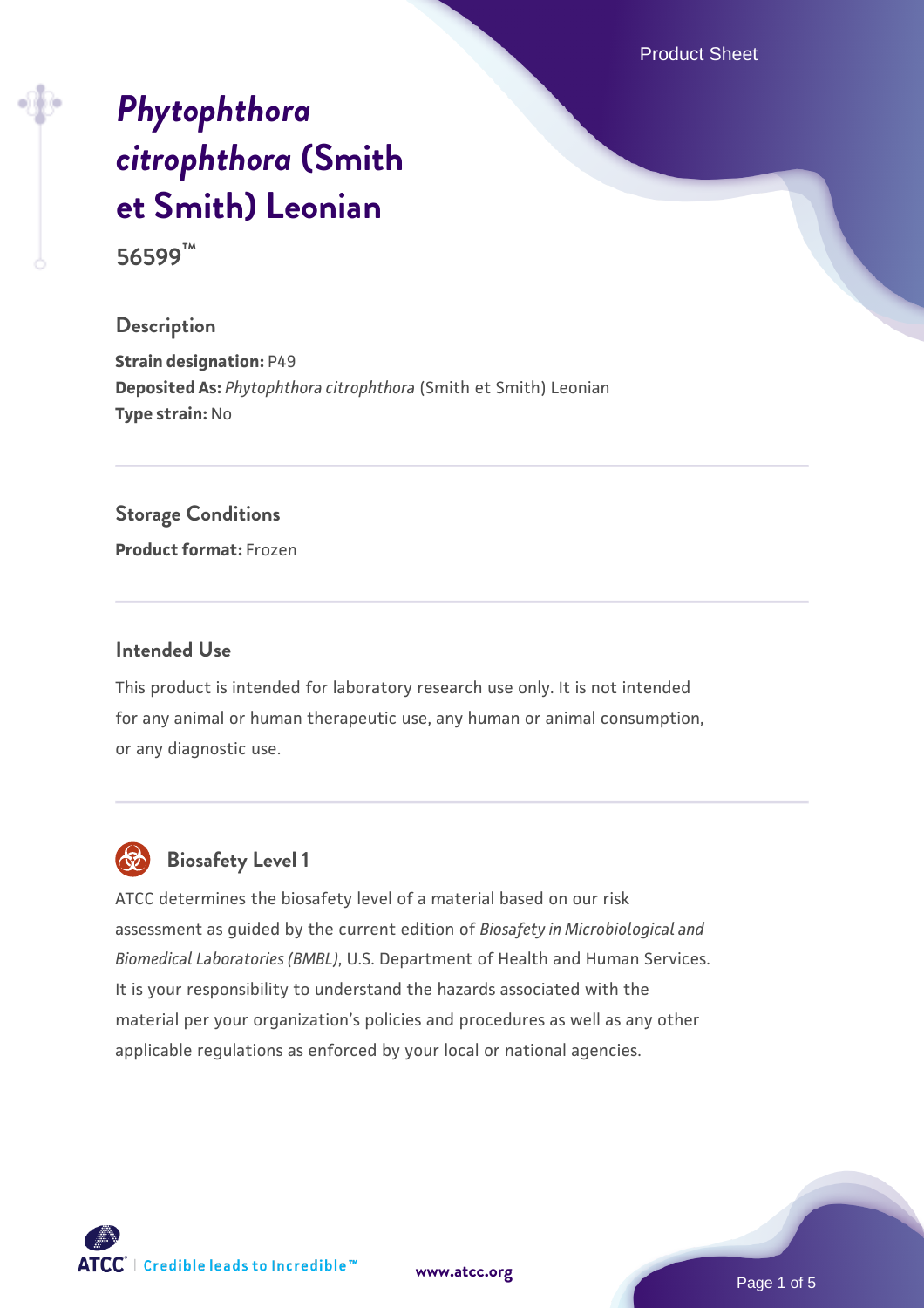# *Phytophthora citrophthora* (Smith et Smith) Leonian

**56599™**

## Description

**Strain designation:** P49
**Deposited As:** *Phytophthora citrophthora* (Smith et Smith) Leonian
**Type strain:** No

## Storage Conditions

**Product format:** Frozen

## Intended Use

This product is intended for laboratory research use only. It is not intended for any animal or human therapeutic use, any human or animal consumption, or any diagnostic use.

## Biosafety Level 1

ATCC determines the biosafety level of a material based on our risk assessment as guided by the current edition of *Biosafety in Microbiological and Biomedical Laboratories (BMBL)*, U.S. Department of Health and Human Services. It is your responsibility to understand the hazards associated with the material per your organization's policies and procedures as well as any other applicable regulations as enforced by your local or national agencies.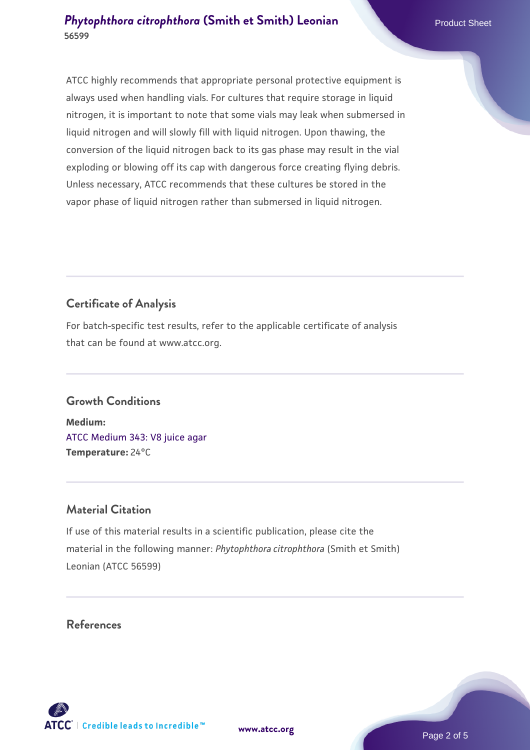ATCC highly recommends that appropriate personal protective equipment is always used when handling vials. For cultures that require storage in liquid nitrogen, it is important to note that some vials may leak when submersed in liquid nitrogen and will slowly fill with liquid nitrogen. Upon thawing, the conversion of the liquid nitrogen back to its gas phase may result in the vial exploding or blowing off its cap with dangerous force creating flying debris. Unless necessary, ATCC recommends that these cultures be stored in the vapor phase of liquid nitrogen rather than submersed in liquid nitrogen.

## Certificate of Analysis

For batch-specific test results, refer to the applicable certificate of analysis that can be found at www.atcc.org.

## Growth Conditions

**Medium:**
ATCC Medium 343: V8 juice agar
**Temperature:** 24°C

## Material Citation

If use of this material results in a scientific publication, please cite the material in the following manner: *Phytophthora citrophthora* (Smith et Smith) Leonian (ATCC 56599)

## References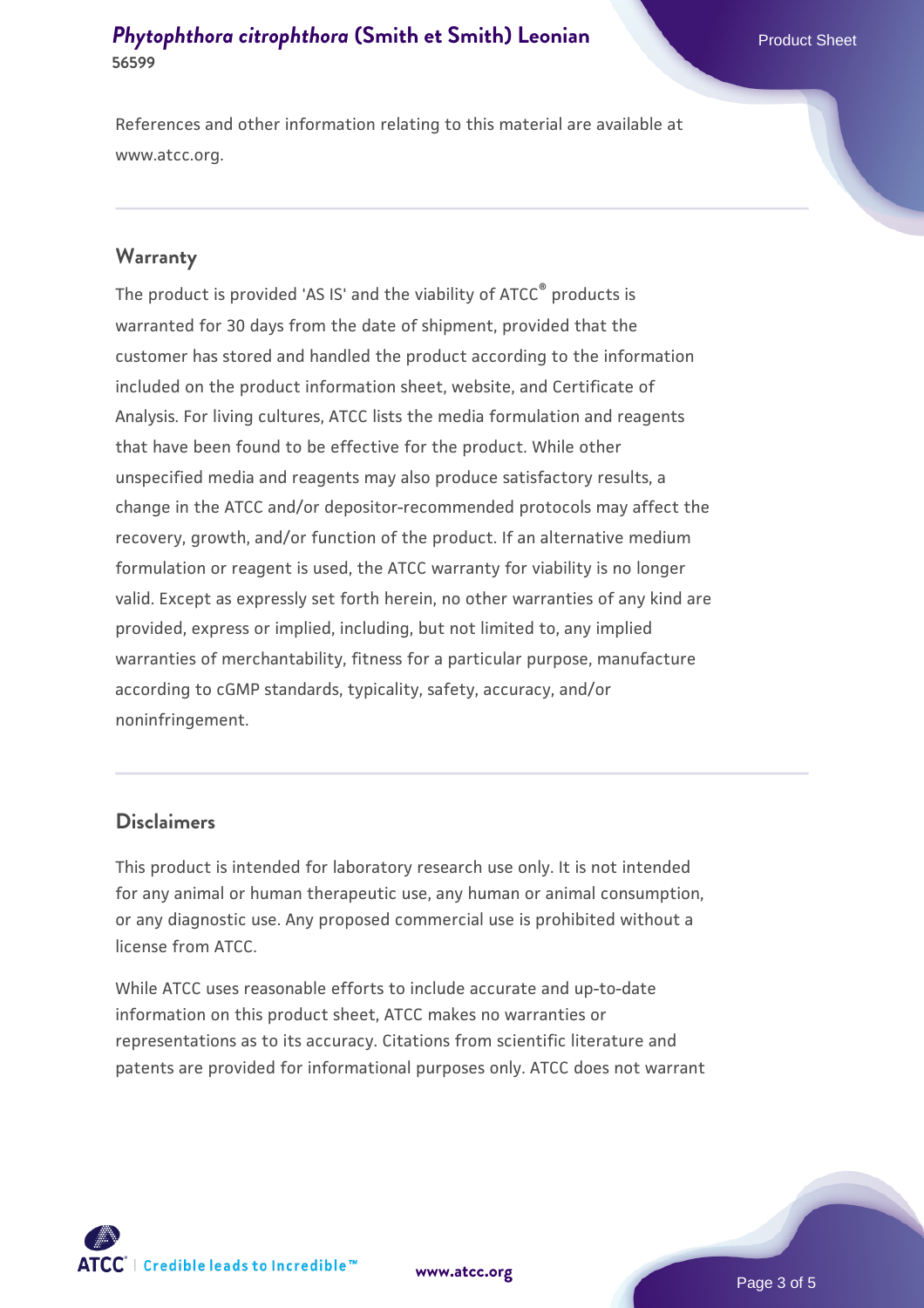References and other information relating to this material are available at www.atcc.org.

## Warranty

The product is provided 'AS IS' and the viability of ATCC® products is warranted for 30 days from the date of shipment, provided that the customer has stored and handled the product according to the information included on the product information sheet, website, and Certificate of Analysis. For living cultures, ATCC lists the media formulation and reagents that have been found to be effective for the product. While other unspecified media and reagents may also produce satisfactory results, a change in the ATCC and/or depositor-recommended protocols may affect the recovery, growth, and/or function of the product. If an alternative medium formulation or reagent is used, the ATCC warranty for viability is no longer valid. Except as expressly set forth herein, no other warranties of any kind are provided, express or implied, including, but not limited to, any implied warranties of merchantability, fitness for a particular purpose, manufacture according to cGMP standards, typicality, safety, accuracy, and/or noninfringement.

## Disclaimers

This product is intended for laboratory research use only. It is not intended for any animal or human therapeutic use, any human or animal consumption, or any diagnostic use. Any proposed commercial use is prohibited without a license from ATCC.

While ATCC uses reasonable efforts to include accurate and up-to-date information on this product sheet, ATCC makes no warranties or representations as to its accuracy. Citations from scientific literature and patents are provided for informational purposes only. ATCC does not warrant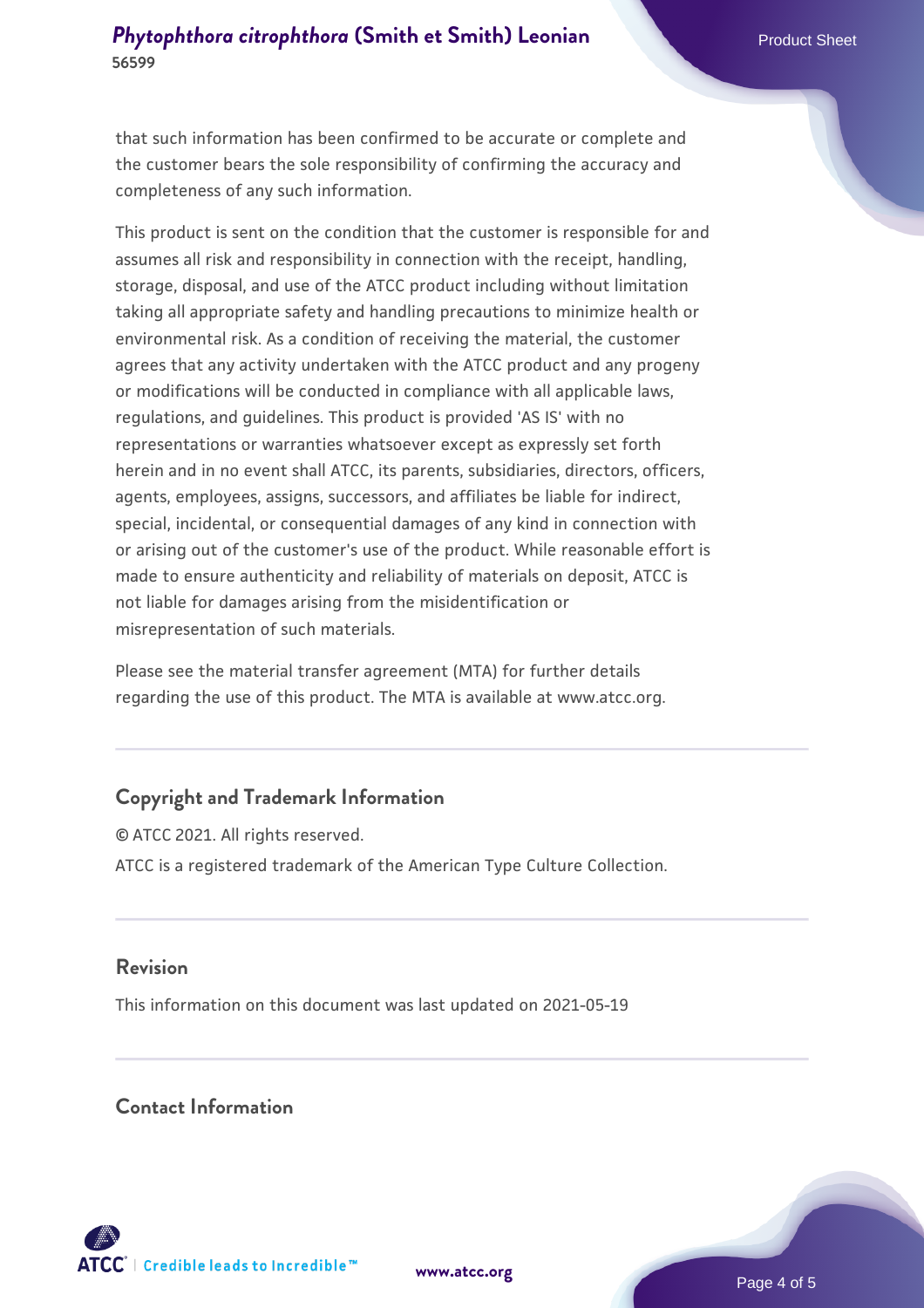that such information has been confirmed to be accurate or complete and the customer bears the sole responsibility of confirming the accuracy and completeness of any such information.

This product is sent on the condition that the customer is responsible for and assumes all risk and responsibility in connection with the receipt, handling, storage, disposal, and use of the ATCC product including without limitation taking all appropriate safety and handling precautions to minimize health or environmental risk. As a condition of receiving the material, the customer agrees that any activity undertaken with the ATCC product and any progeny or modifications will be conducted in compliance with all applicable laws, regulations, and guidelines. This product is provided 'AS IS' with no representations or warranties whatsoever except as expressly set forth herein and in no event shall ATCC, its parents, subsidiaries, directors, officers, agents, employees, assigns, successors, and affiliates be liable for indirect, special, incidental, or consequential damages of any kind in connection with or arising out of the customer's use of the product. While reasonable effort is made to ensure authenticity and reliability of materials on deposit, ATCC is not liable for damages arising from the misidentification or misrepresentation of such materials.

Please see the material transfer agreement (MTA) for further details regarding the use of this product. The MTA is available at www.atcc.org.

## Copyright and Trademark Information

© ATCC 2021. All rights reserved.

ATCC is a registered trademark of the American Type Culture Collection.

## Revision

This information on this document was last updated on 2021-05-19

## Contact Information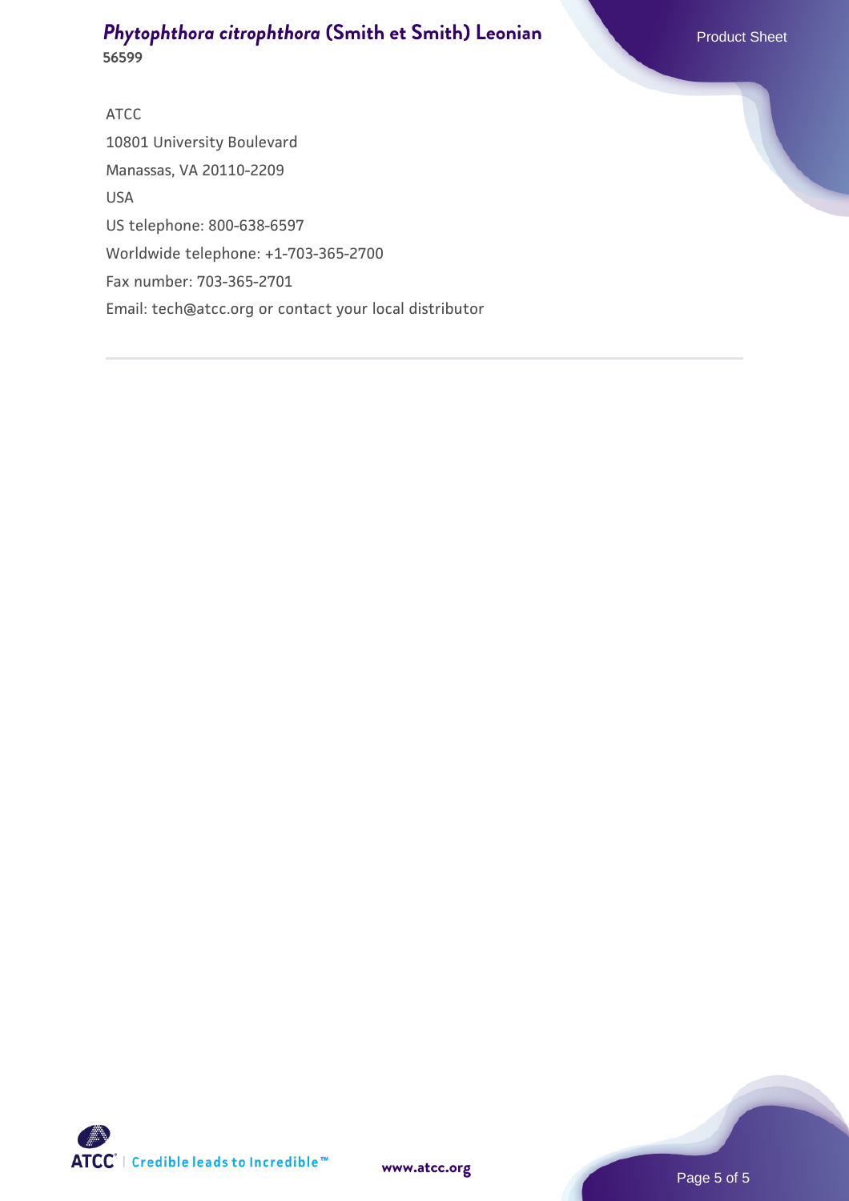ATCC

10801 University Boulevard

Manassas, VA 20110-2209

USA

US telephone: 800-638-6597

Worldwide telephone: +1-703-365-2700

Fax number: 703-365-2701

Email: tech@atcc.org or contact your local distributor